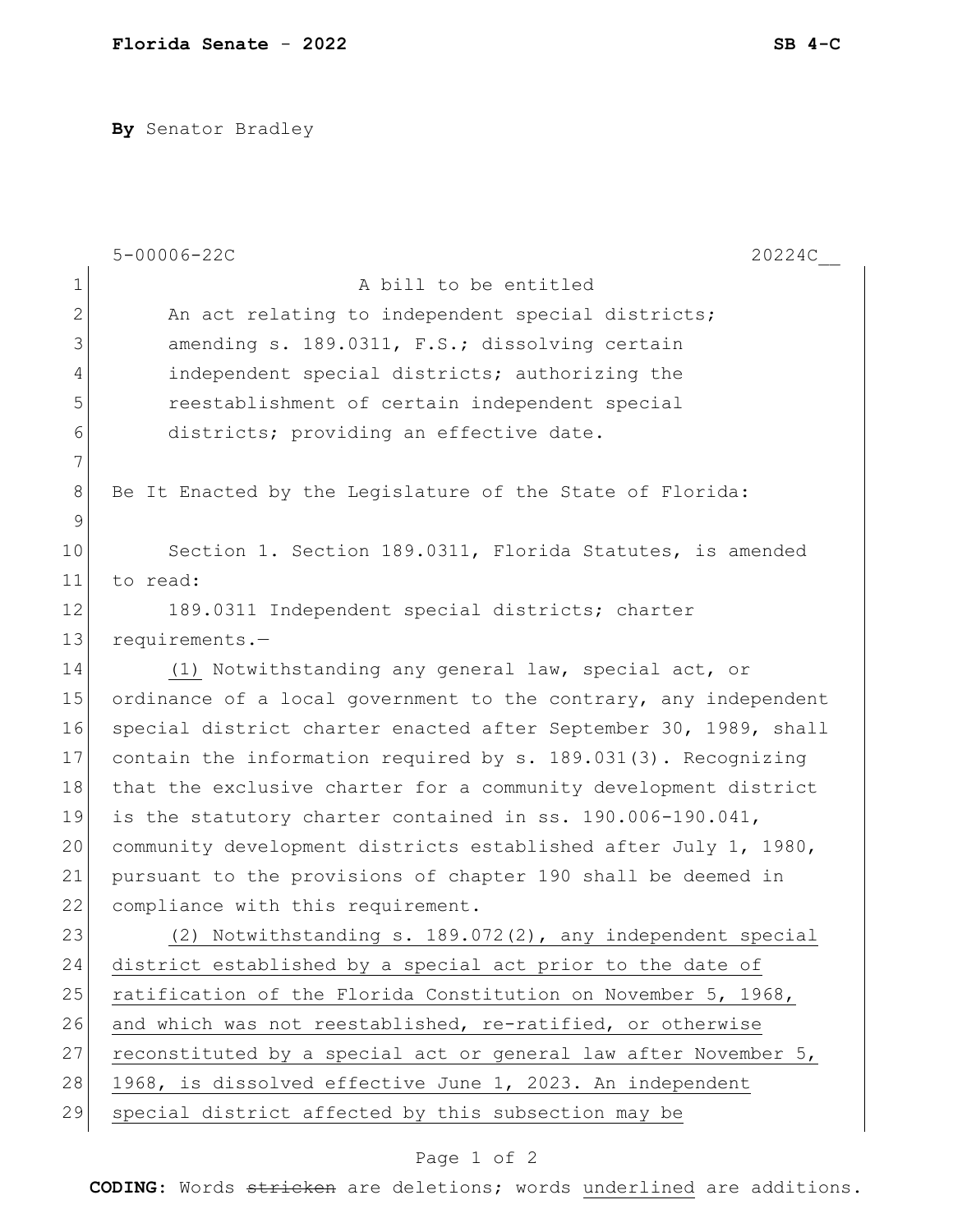**By** Senator Bradley

5-00006-22C 20224C__

A bill to be entitled

An act relating to independent special districts; amending s. 189.0311, F.S.; dissolving certain independent special districts; authorizing the reestablishment of certain independent special districts; providing an effective date.

Be It Enacted by the Legislature of the State of Florida:

Section 1. Section 189.0311, Florida Statutes, is amended to read:

189.0311 Independent special districts; charter requirements.—

<u>(1)</u> Notwithstanding any general law, special act, or ordinance of a local government to the contrary, any independent special district charter enacted after September 30, 1989, shall contain the information required by s. 189.031(3). Recognizing that the exclusive charter for a community development district is the statutory charter contained in ss. 190.006-190.041, community development districts established after July 1, 1980, pursuant to the provisions of chapter 190 shall be deemed in compliance with this requirement.

<u>(2) Notwithstanding s. 189.072(2), any independent special district established by a special act prior to the date of ratification of the Florida Constitution on November 5, 1968, and which was not reestablished, re-ratified, or otherwise reconstituted by a special act or general law after November 5, 1968, is dissolved effective June 1, 2023. An independent special district affected by this subsection may be</u>

**CODING:** Words ~~stricken~~ are deletions; words <u>underlined</u> are additions.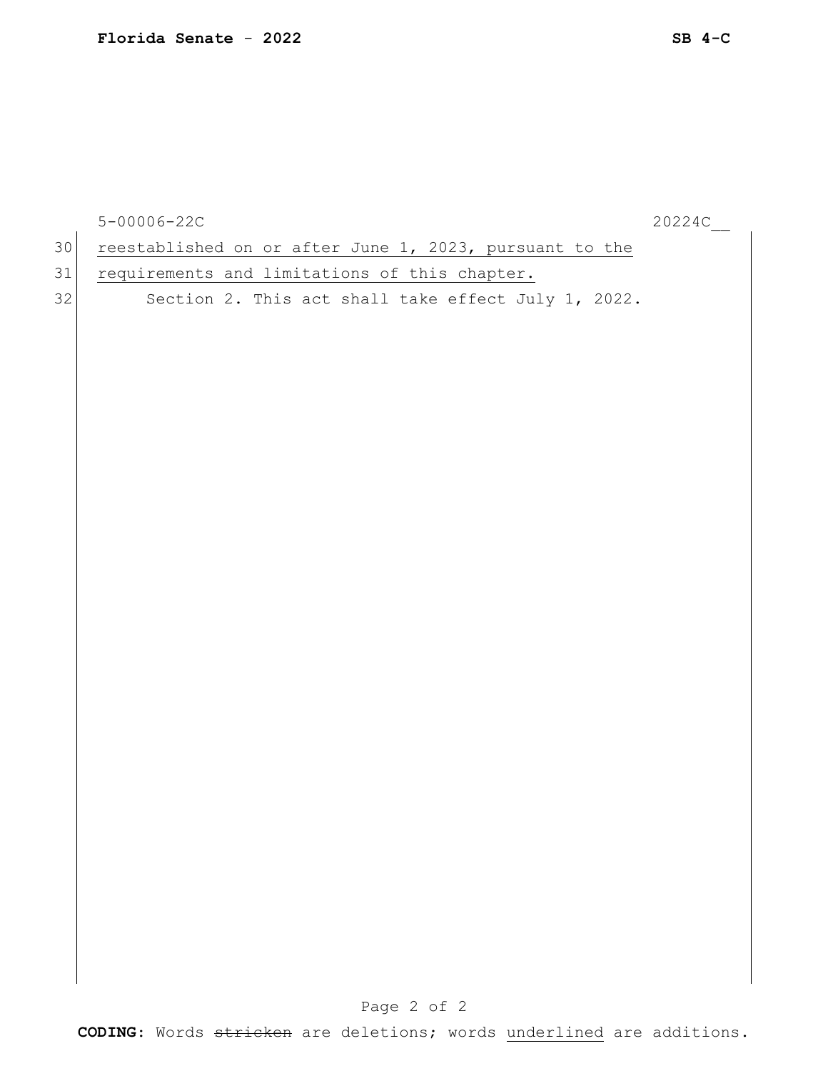5-00006-22C 20224C__

30 <u>reestablished on or after June 1, 2023, pursuant to the</u>
31 <u>requirements and limitations of this chapter.</u>
32 Section 2. This act shall take effect July 1, 2022.

**CODING:** Words ~~stricken~~ are deletions; words <u>underlined</u> are additions.